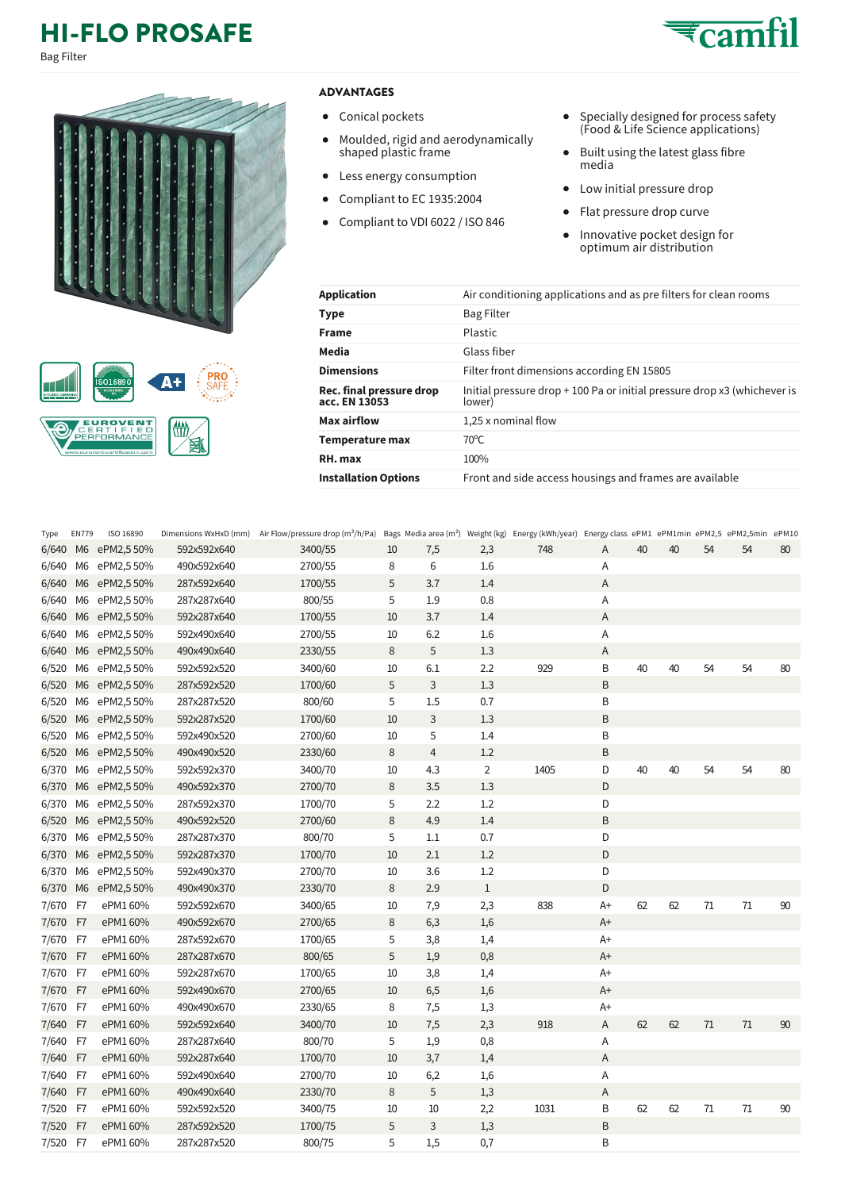# HI-FLO PROSAFE

Bag Filter

## ADVANTAGES

- Conical pockets
- Moulded, rigid and aerodynamically shaped plastic frame
- Less energy consumption
- Compliant to EC 1935:2004
- Compliant to VDI 6022 / ISO 846
- Specially designed for process safety (Food & Life Science applications)
- Built using the latest glass fibre media
- Low initial pressure drop
- Flat pressure drop curve
- Innovative pocket design for optimum air distribution

| | |
|---|---|
| **Application** | Air conditioning applications and as pre filters for clean rooms |
| **Type** | Bag Filter |
| **Frame** | Plastic |
| **Media** | Glass fiber |
| **Dimensions** | Filter front dimensions according EN 15805 |
| **Rec. final pressure drop acc. EN 13053** | Initial pressure drop + 100 Pa or initial pressure drop x3 (whichever is lower) |
| **Max airflow** | 1,25 x nominal flow |
| **Temperature max** | 70°C |
| **RH. max** | 100% |
| **Installation Options** | Front and side access housings and frames are available |

| Type | EN779 | ISO 16890 | Dimensions WxHxD (mm) | Air Flow/pressure drop (m³/h/Pa) | Bags | Media area (m²) | Weight (kg) | Energy (kWh/year) | Energy class | ePM1 | ePM1min | ePM2,5 | ePM2,5min | ePM10 |
|---|---|---|---|---|---|---|---|---|---|---|---|---|---|---|
| 6/640 | M6 | ePM2,5 50% | 592x592x640 | 3400/55 | 10 | 7,5 | 2,3 | 748 | A | 40 | 40 | 54 | 54 | 80 |
| 6/640 | M6 | ePM2,5 50% | 490x592x640 | 2700/55 | 8 | 6 | 1.6 | | A | | | | | |
| 6/640 | M6 | ePM2,5 50% | 287x592x640 | 1700/55 | 5 | 3.7 | 1.4 | | A | | | | | |
| 6/640 | M6 | ePM2,5 50% | 287x287x640 | 800/55 | 5 | 1.9 | 0.8 | | A | | | | | |
| 6/640 | M6 | ePM2,5 50% | 592x287x640 | 1700/55 | 10 | 3.7 | 1.4 | | A | | | | | |
| 6/640 | M6 | ePM2,5 50% | 592x490x640 | 2700/55 | 10 | 6.2 | 1.6 | | A | | | | | |
| 6/640 | M6 | ePM2,5 50% | 490x490x640 | 2330/55 | 8 | 5 | 1.3 | | A | | | | | |
| 6/520 | M6 | ePM2,5 50% | 592x592x520 | 3400/60 | 10 | 6.1 | 2.2 | 929 | B | 40 | 40 | 54 | 54 | 80 |
| 6/520 | M6 | ePM2,5 50% | 287x592x520 | 1700/60 | 5 | 3 | 1.3 | | B | | | | | |
| 6/520 | M6 | ePM2,5 50% | 287x287x520 | 800/60 | 5 | 1.5 | 0.7 | | B | | | | | |
| 6/520 | M6 | ePM2,5 50% | 592x287x520 | 1700/60 | 10 | 3 | 1.3 | | B | | | | | |
| 6/520 | M6 | ePM2,5 50% | 592x490x520 | 2700/60 | 10 | 5 | 1.4 | | B | | | | | |
| 6/520 | M6 | ePM2,5 50% | 490x490x520 | 2330/60 | 8 | 4 | 1.2 | | B | | | | | |
| 6/370 | M6 | ePM2,5 50% | 592x592x370 | 3400/70 | 10 | 4.3 | 2 | 1405 | D | 40 | 40 | 54 | 54 | 80 |
| 6/370 | M6 | ePM2,5 50% | 490x592x370 | 2700/70 | 8 | 3.5 | 1.3 | | D | | | | | |
| 6/370 | M6 | ePM2,5 50% | 287x592x370 | 1700/70 | 5 | 2.2 | 1.2 | | D | | | | | |
| 6/520 | M6 | ePM2,5 50% | 490x592x520 | 2700/60 | 8 | 4.9 | 1.4 | | B | | | | | |
| 6/370 | M6 | ePM2,5 50% | 287x287x370 | 800/70 | 5 | 1.1 | 0.7 | | D | | | | | |
| 6/370 | M6 | ePM2,5 50% | 592x287x370 | 1700/70 | 10 | 2.1 | 1.2 | | D | | | | | |
| 6/370 | M6 | ePM2,5 50% | 592x490x370 | 2700/70 | 10 | 3.6 | 1.2 | | D | | | | | |
| 6/370 | M6 | ePM2,5 50% | 490x490x370 | 2330/70 | 8 | 2.9 | 1 | | D | | | | | |
| 7/670 | F7 | ePM1 60% | 592x592x670 | 3400/65 | 10 | 7,9 | 2,3 | 838 | A+ | 62 | 62 | 71 | 71 | 90 |
| 7/670 | F7 | ePM1 60% | 490x592x670 | 2700/65 | 8 | 6,3 | 1,6 | | A+ | | | | | |
| 7/670 | F7 | ePM1 60% | 287x592x670 | 1700/65 | 5 | 3,8 | 1,4 | | A+ | | | | | |
| 7/670 | F7 | ePM1 60% | 287x287x670 | 800/65 | 5 | 1,9 | 0,8 | | A+ | | | | | |
| 7/670 | F7 | ePM1 60% | 592x287x670 | 1700/65 | 10 | 3,8 | 1,4 | | A+ | | | | | |
| 7/670 | F7 | ePM1 60% | 592x490x670 | 2700/65 | 10 | 6,5 | 1,6 | | A+ | | | | | |
| 7/670 | F7 | ePM1 60% | 490x490x670 | 2330/65 | 8 | 7,5 | 1,3 | | A+ | | | | | |
| 7/640 | F7 | ePM1 60% | 592x592x640 | 3400/70 | 10 | 7,5 | 2,3 | 918 | A | 62 | 62 | 71 | 71 | 90 |
| 7/640 | F7 | ePM1 60% | 287x287x640 | 800/70 | 5 | 1,9 | 0,8 | | A | | | | | |
| 7/640 | F7 | ePM1 60% | 592x287x640 | 1700/70 | 10 | 3,7 | 1,4 | | A | | | | | |
| 7/640 | F7 | ePM1 60% | 592x490x640 | 2700/70 | 10 | 6,2 | 1,6 | | A | | | | | |
| 7/640 | F7 | ePM1 60% | 490x490x640 | 2330/70 | 8 | 5 | 1,3 | | A | | | | | |
| 7/520 | F7 | ePM1 60% | 592x592x520 | 3400/75 | 10 | 10 | 2,2 | 1031 | B | 62 | 62 | 71 | 71 | 90 |
| 7/520 | F7 | ePM1 60% | 287x592x520 | 1700/75 | 5 | 3 | 1,3 | | B | | | | | |
| 7/520 | F7 | ePM1 60% | 287x287x520 | 800/75 | 5 | 1,5 | 0,7 | | B | | | | | |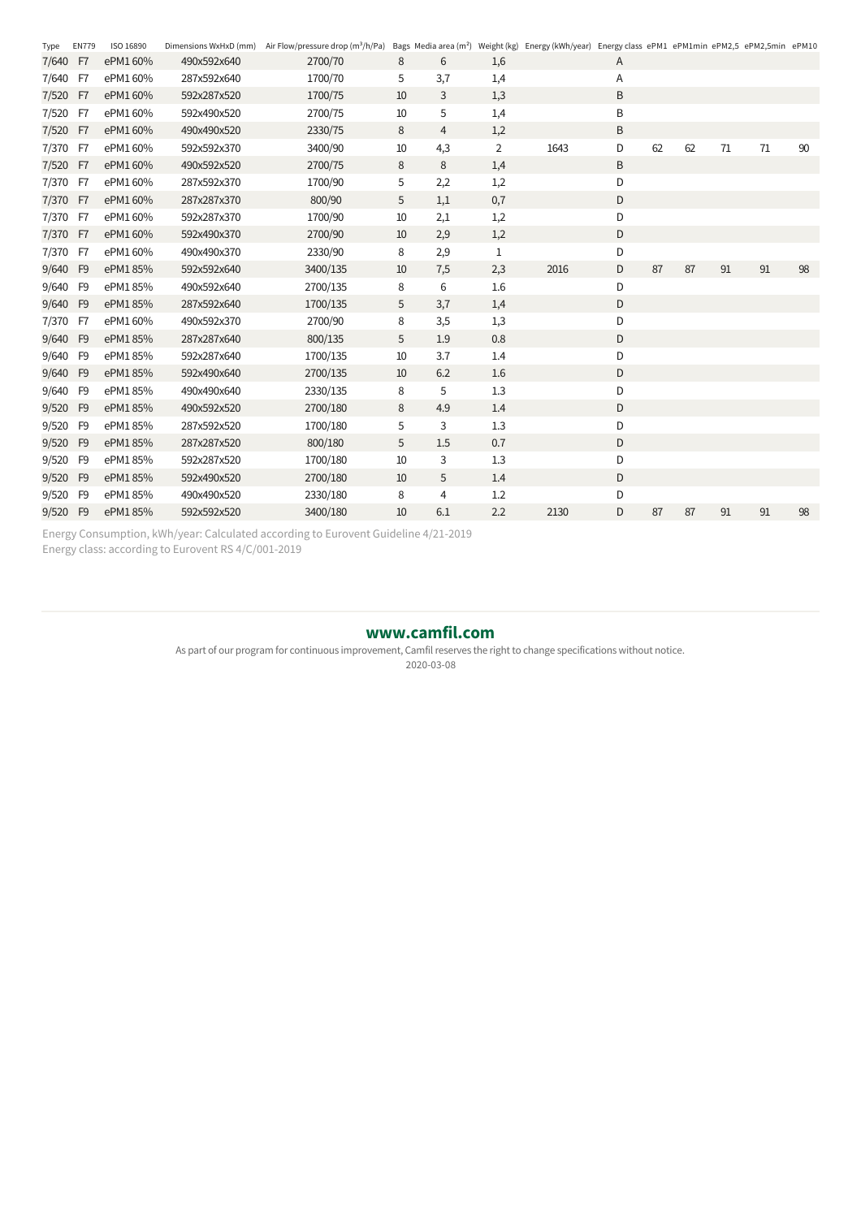| Type | EN779 | ISO 16890 | Dimensions WxHxD (mm) | Air Flow/pressure drop ($m^3$/h/Pa) | Bags | Media area ($m^2$) | Weight (kg) | Energy (kWh/year) | Energy class | ePM1 | ePM1min | ePM2,5 | ePM2,5min | ePM10 |
|---|---|---|---|---|---|---|---|---|---|---|---|---|---|---|
| 7/640 | F7 | ePM1 60% | 490x592x640 | 2700/70 | 8 | 6 | 1,6 | | A | | | | | |
| 7/640 | F7 | ePM1 60% | 287x592x640 | 1700/70 | 5 | 3,7 | 1,4 | | A | | | | | |
| 7/520 | F7 | ePM1 60% | 592x287x520 | 1700/75 | 10 | 3 | 1,3 | | B | | | | | |
| 7/520 | F7 | ePM1 60% | 592x490x520 | 2700/75 | 10 | 5 | 1,4 | | B | | | | | |
| 7/520 | F7 | ePM1 60% | 490x490x520 | 2330/75 | 8 | 4 | 1,2 | | B | | | | | |
| 7/370 | F7 | ePM1 60% | 592x592x370 | 3400/90 | 10 | 4,3 | 2 | 1643 | D | 62 | 62 | 71 | 71 | 90 |
| 7/520 | F7 | ePM1 60% | 490x592x520 | 2700/75 | 8 | 8 | 1,4 | | B | | | | | |
| 7/370 | F7 | ePM1 60% | 287x592x370 | 1700/90 | 5 | 2,2 | 1,2 | | D | | | | | |
| 7/370 | F7 | ePM1 60% | 287x287x370 | 800/90 | 5 | 1,1 | 0,7 | | D | | | | | |
| 7/370 | F7 | ePM1 60% | 592x287x370 | 1700/90 | 10 | 2,1 | 1,2 | | D | | | | | |
| 7/370 | F7 | ePM1 60% | 592x490x370 | 2700/90 | 10 | 2,9 | 1,2 | | D | | | | | |
| 7/370 | F7 | ePM1 60% | 490x490x370 | 2330/90 | 8 | 2,9 | 1 | | D | | | | | |
| 9/640 | F9 | ePM1 85% | 592x592x640 | 3400/135 | 10 | 7,5 | 2,3 | 2016 | D | 87 | 87 | 91 | 91 | 98 |
| 9/640 | F9 | ePM1 85% | 490x592x640 | 2700/135 | 8 | 6 | 1.6 | | D | | | | | |
| 9/640 | F9 | ePM1 85% | 287x592x640 | 1700/135 | 5 | 3,7 | 1,4 | | D | | | | | |
| 7/370 | F7 | ePM1 60% | 490x592x370 | 2700/90 | 8 | 3,5 | 1,3 | | D | | | | | |
| 9/640 | F9 | ePM1 85% | 287x287x640 | 800/135 | 5 | 1.9 | 0.8 | | D | | | | | |
| 9/640 | F9 | ePM1 85% | 592x287x640 | 1700/135 | 10 | 3.7 | 1.4 | | D | | | | | |
| 9/640 | F9 | ePM1 85% | 592x490x640 | 2700/135 | 10 | 6.2 | 1.6 | | D | | | | | |
| 9/640 | F9 | ePM1 85% | 490x490x640 | 2330/135 | 8 | 5 | 1.3 | | D | | | | | |
| 9/520 | F9 | ePM1 85% | 490x592x520 | 2700/180 | 8 | 4.9 | 1.4 | | D | | | | | |
| 9/520 | F9 | ePM1 85% | 287x592x520 | 1700/180 | 5 | 3 | 1.3 | | D | | | | | |
| 9/520 | F9 | ePM1 85% | 287x287x520 | 800/180 | 5 | 1.5 | 0.7 | | D | | | | | |
| 9/520 | F9 | ePM1 85% | 592x287x520 | 1700/180 | 10 | 3 | 1.3 | | D | | | | | |
| 9/520 | F9 | ePM1 85% | 592x490x520 | 2700/180 | 10 | 5 | 1.4 | | D | | | | | |
| 9/520 | F9 | ePM1 85% | 490x490x520 | 2330/180 | 8 | 4 | 1.2 | | D | | | | | |
| 9/520 | F9 | ePM1 85% | 592x592x520 | 3400/180 | 10 | 6.1 | 2.2 | 2130 | D | 87 | 87 | 91 | 91 | 98 |

Energy Consumption, kWh/year: Calculated according to Eurovent Guideline 4/21-2019
Energy class: according to Eurovent RS 4/C/001-2019

**www.camfil.com**

As part of our program for continuous improvement, Camfil reserves the right to change specifications without notice.

2020-03-08